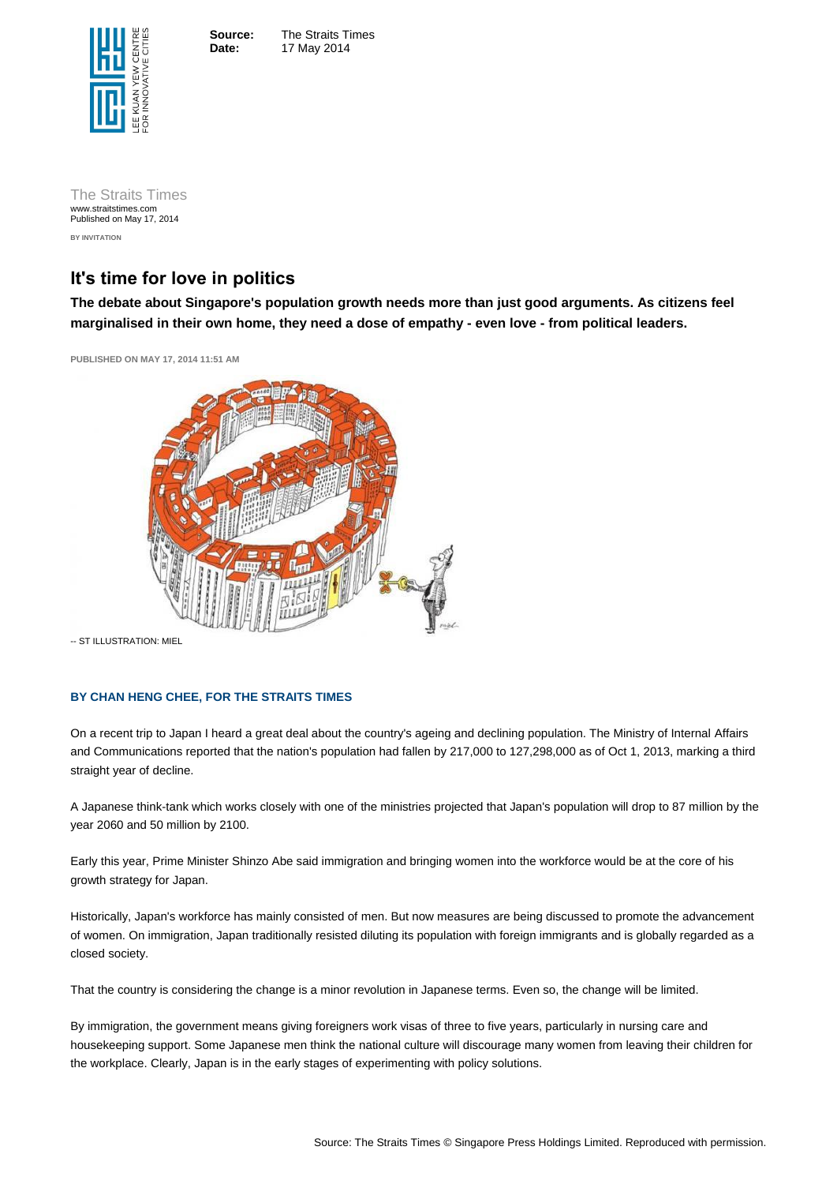**Source:** The Straits Times
**Date:** 17 May 2014

The Straits Times
www.straitstimes.com
Published on May 17, 2014

BY INVITATION

# It's time for love in politics

**The debate about Singapore's population growth needs more than just good arguments. As citizens feel marginalised in their own home, they need a dose of empathy - even love - from political leaders.**

PUBLISHED ON MAY 17, 2014 11:51 AM

-- ST ILLUSTRATION: MIEL

**BY CHAN HENG CHEE, FOR THE STRAITS TIMES**

On a recent trip to Japan I heard a great deal about the country's ageing and declining population. The Ministry of Internal Affairs and Communications reported that the nation's population had fallen by 217,000 to 127,298,000 as of Oct 1, 2013, marking a third straight year of decline.

A Japanese think-tank which works closely with one of the ministries projected that Japan's population will drop to 87 million by the year 2060 and 50 million by 2100.

Early this year, Prime Minister Shinzo Abe said immigration and bringing women into the workforce would be at the core of his growth strategy for Japan.

Historically, Japan's workforce has mainly consisted of men. But now measures are being discussed to promote the advancement of women. On immigration, Japan traditionally resisted diluting its population with foreign immigrants and is globally regarded as a closed society.

That the country is considering the change is a minor revolution in Japanese terms. Even so, the change will be limited.

By immigration, the government means giving foreigners work visas of three to five years, particularly in nursing care and housekeeping support. Some Japanese men think the national culture will discourage many women from leaving their children for the workplace. Clearly, Japan is in the early stages of experimenting with policy solutions.

Source: The Straits Times © Singapore Press Holdings Limited. Reproduced with permission.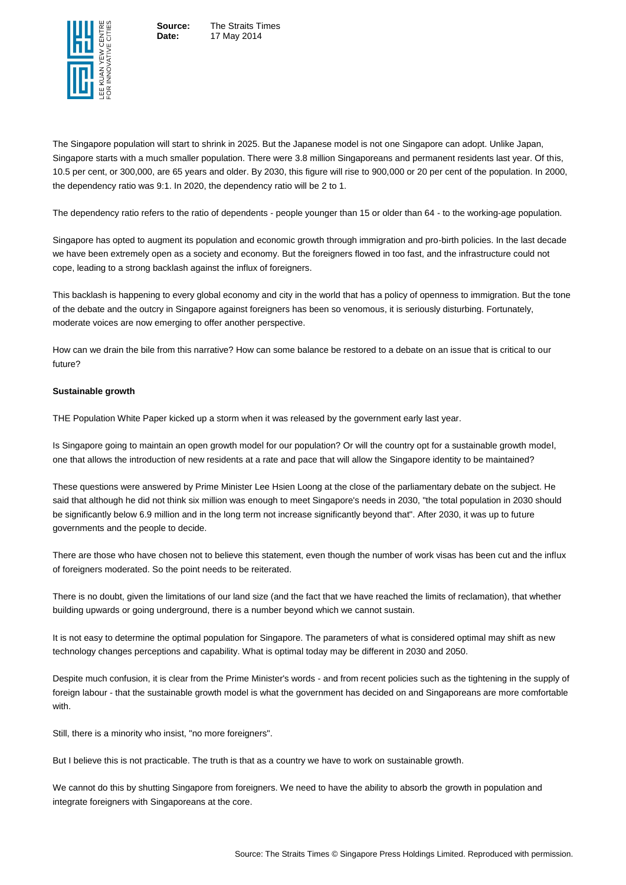The Singapore population will start to shrink in 2025. But the Japanese model is not one Singapore can adopt. Unlike Japan, Singapore starts with a much smaller population. There were 3.8 million Singaporeans and permanent residents last year. Of this, 10.5 per cent, or 300,000, are 65 years and older. By 2030, this figure will rise to 900,000 or 20 per cent of the population. In 2000, the dependency ratio was 9:1. In 2020, the dependency ratio will be 2 to 1.

The dependency ratio refers to the ratio of dependents - people younger than 15 or older than 64 - to the working-age population.

Singapore has opted to augment its population and economic growth through immigration and pro-birth policies. In the last decade we have been extremely open as a society and economy. But the foreigners flowed in too fast, and the infrastructure could not cope, leading to a strong backlash against the influx of foreigners.

This backlash is happening to every global economy and city in the world that has a policy of openness to immigration. But the tone of the debate and the outcry in Singapore against foreigners has been so venomous, it is seriously disturbing. Fortunately, moderate voices are now emerging to offer another perspective.

How can we drain the bile from this narrative? How can some balance be restored to a debate on an issue that is critical to our future?

**Sustainable growth**

THE Population White Paper kicked up a storm when it was released by the government early last year.

Is Singapore going to maintain an open growth model for our population? Or will the country opt for a sustainable growth model, one that allows the introduction of new residents at a rate and pace that will allow the Singapore identity to be maintained?

These questions were answered by Prime Minister Lee Hsien Loong at the close of the parliamentary debate on the subject. He said that although he did not think six million was enough to meet Singapore's needs in 2030, "the total population in 2030 should be significantly below 6.9 million and in the long term not increase significantly beyond that". After 2030, it was up to future governments and the people to decide.

There are those who have chosen not to believe this statement, even though the number of work visas has been cut and the influx of foreigners moderated. So the point needs to be reiterated.

There is no doubt, given the limitations of our land size (and the fact that we have reached the limits of reclamation), that whether building upwards or going underground, there is a number beyond which we cannot sustain.

It is not easy to determine the optimal population for Singapore. The parameters of what is considered optimal may shift as new technology changes perceptions and capability. What is optimal today may be different in 2030 and 2050.

Despite much confusion, it is clear from the Prime Minister's words - and from recent policies such as the tightening in the supply of foreign labour - that the sustainable growth model is what the government has decided on and Singaporeans are more comfortable with.

Still, there is a minority who insist, "no more foreigners".

But I believe this is not practicable. The truth is that as a country we have to work on sustainable growth.

We cannot do this by shutting Singapore from foreigners. We need to have the ability to absorb the growth in population and integrate foreigners with Singaporeans at the core.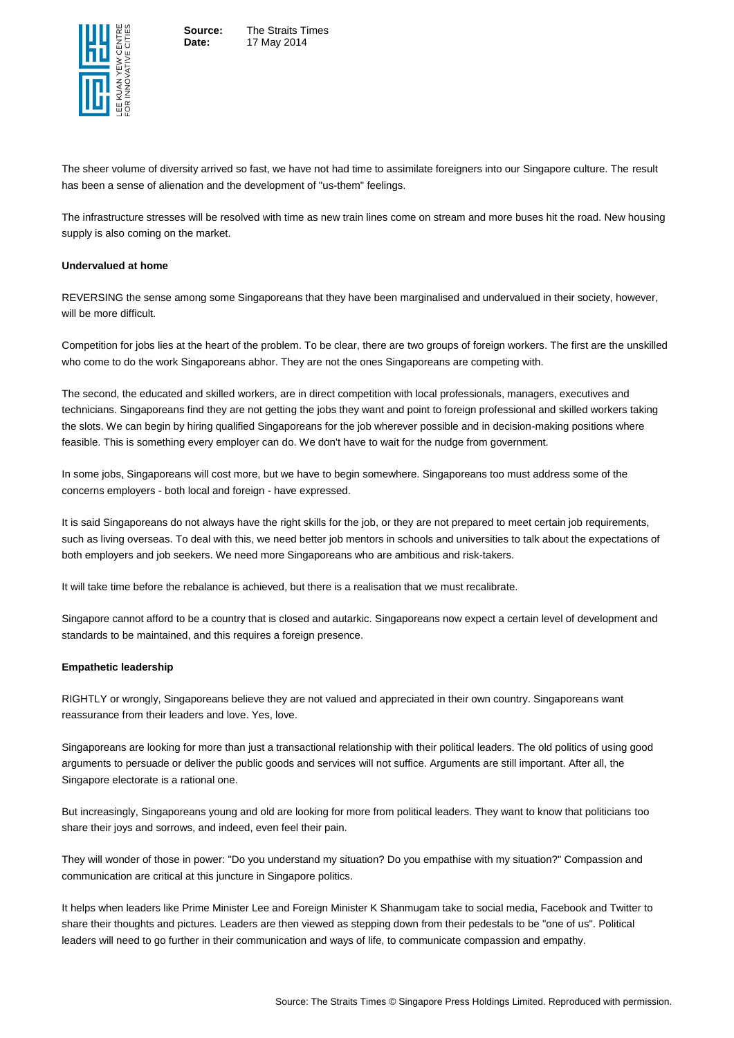The sheer volume of diversity arrived so fast, we have not had time to assimilate foreigners into our Singapore culture. The result has been a sense of alienation and the development of "us-them" feelings.

The infrastructure stresses will be resolved with time as new train lines come on stream and more buses hit the road. New housing supply is also coming on the market.

**Undervalued at home**

REVERSING the sense among some Singaporeans that they have been marginalised and undervalued in their society, however, will be more difficult.

Competition for jobs lies at the heart of the problem. To be clear, there are two groups of foreign workers. The first are the unskilled who come to do the work Singaporeans abhor. They are not the ones Singaporeans are competing with.

The second, the educated and skilled workers, are in direct competition with local professionals, managers, executives and technicians. Singaporeans find they are not getting the jobs they want and point to foreign professional and skilled workers taking the slots. We can begin by hiring qualified Singaporeans for the job wherever possible and in decision-making positions where feasible. This is something every employer can do. We don't have to wait for the nudge from government.

In some jobs, Singaporeans will cost more, but we have to begin somewhere. Singaporeans too must address some of the concerns employers - both local and foreign - have expressed.

It is said Singaporeans do not always have the right skills for the job, or they are not prepared to meet certain job requirements, such as living overseas. To deal with this, we need better job mentors in schools and universities to talk about the expectations of both employers and job seekers. We need more Singaporeans who are ambitious and risk-takers.

It will take time before the rebalance is achieved, but there is a realisation that we must recalibrate.

Singapore cannot afford to be a country that is closed and autarkic. Singaporeans now expect a certain level of development and standards to be maintained, and this requires a foreign presence.

**Empathetic leadership**

RIGHTLY or wrongly, Singaporeans believe they are not valued and appreciated in their own country. Singaporeans want reassurance from their leaders and love. Yes, love.

Singaporeans are looking for more than just a transactional relationship with their political leaders. The old politics of using good arguments to persuade or deliver the public goods and services will not suffice. Arguments are still important. After all, the Singapore electorate is a rational one.

But increasingly, Singaporeans young and old are looking for more from political leaders. They want to know that politicians too share their joys and sorrows, and indeed, even feel their pain.

They will wonder of those in power: "Do you understand my situation? Do you empathise with my situation?" Compassion and communication are critical at this juncture in Singapore politics.

It helps when leaders like Prime Minister Lee and Foreign Minister K Shanmugam take to social media, Facebook and Twitter to share their thoughts and pictures. Leaders are then viewed as stepping down from their pedestals to be "one of us". Political leaders will need to go further in their communication and ways of life, to communicate compassion and empathy.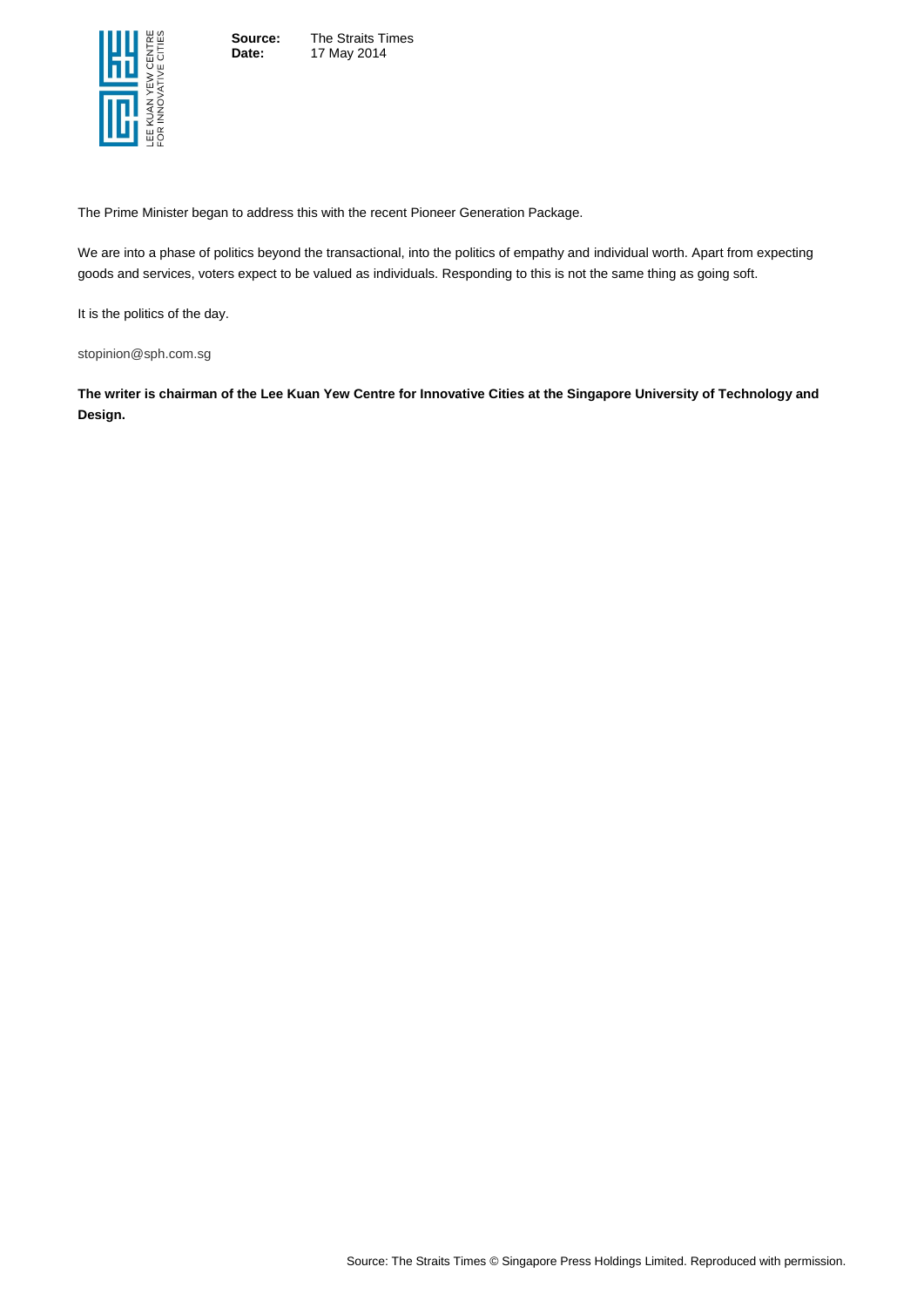The Prime Minister began to address this with the recent Pioneer Generation Package.

We are into a phase of politics beyond the transactional, into the politics of empathy and individual worth. Apart from expecting goods and services, voters expect to be valued as individuals. Responding to this is not the same thing as going soft.

It is the politics of the day.

stopinion@sph.com.sg

**The writer is chairman of the Lee Kuan Yew Centre for Innovative Cities at the Singapore University of Technology and Design.**